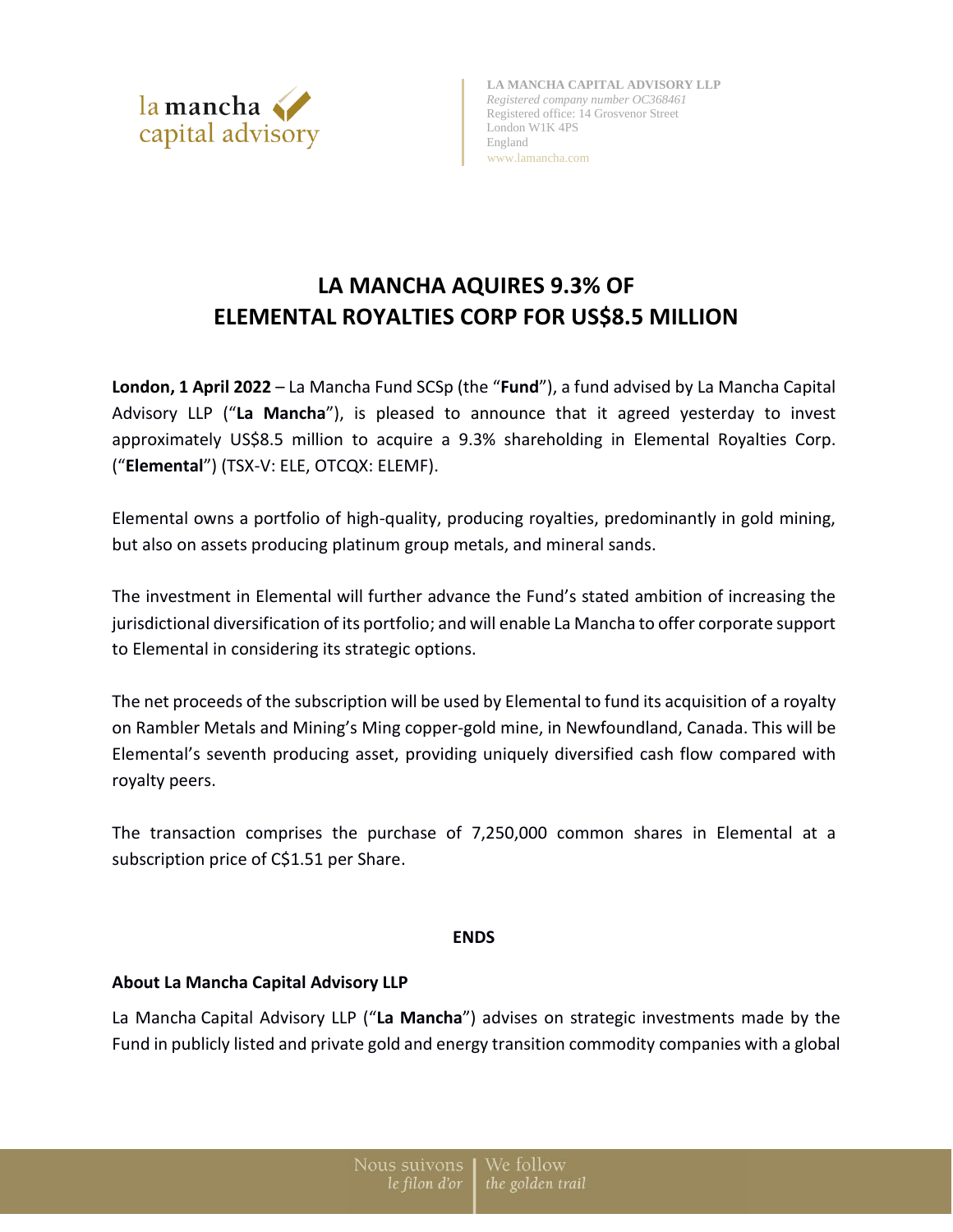LA MANCHA CAPITAL ADVISORY LLP
*Registered company number OC368461*
Registered office: 14 Grosvenor Street
London W1K 4PS
England
www.lamancha.com

# LA MANCHA AQUIRES 9.3% OF ELEMENTAL ROYALTIES CORP FOR US$8.5 MILLION

**London, 1 April 2022** – La Mancha Fund SCSp (the "**Fund**"), a fund advised by La Mancha Capital Advisory LLP ("**La Mancha**"), is pleased to announce that it agreed yesterday to invest approximately US$8.5 million to acquire a 9.3% shareholding in Elemental Royalties Corp. ("**Elemental**") (TSX-V: ELE, OTCQX: ELEMF).

Elemental owns a portfolio of high-quality, producing royalties, predominantly in gold mining, but also on assets producing platinum group metals, and mineral sands.

The investment in Elemental will further advance the Fund's stated ambition of increasing the jurisdictional diversification of its portfolio; and will enable La Mancha to offer corporate support to Elemental in considering its strategic options.

The net proceeds of the subscription will be used by Elemental to fund its acquisition of a royalty on Rambler Metals and Mining's Ming copper-gold mine, in Newfoundland, Canada. This will be Elemental's seventh producing asset, providing uniquely diversified cash flow compared with royalty peers.

The transaction comprises the purchase of 7,250,000 common shares in Elemental at a subscription price of C$1.51 per Share.

**ENDS**

### About La Mancha Capital Advisory LLP

La Mancha Capital Advisory LLP ("**La Mancha**") advises on strategic investments made by the Fund in publicly listed and private gold and energy transition commodity companies with a global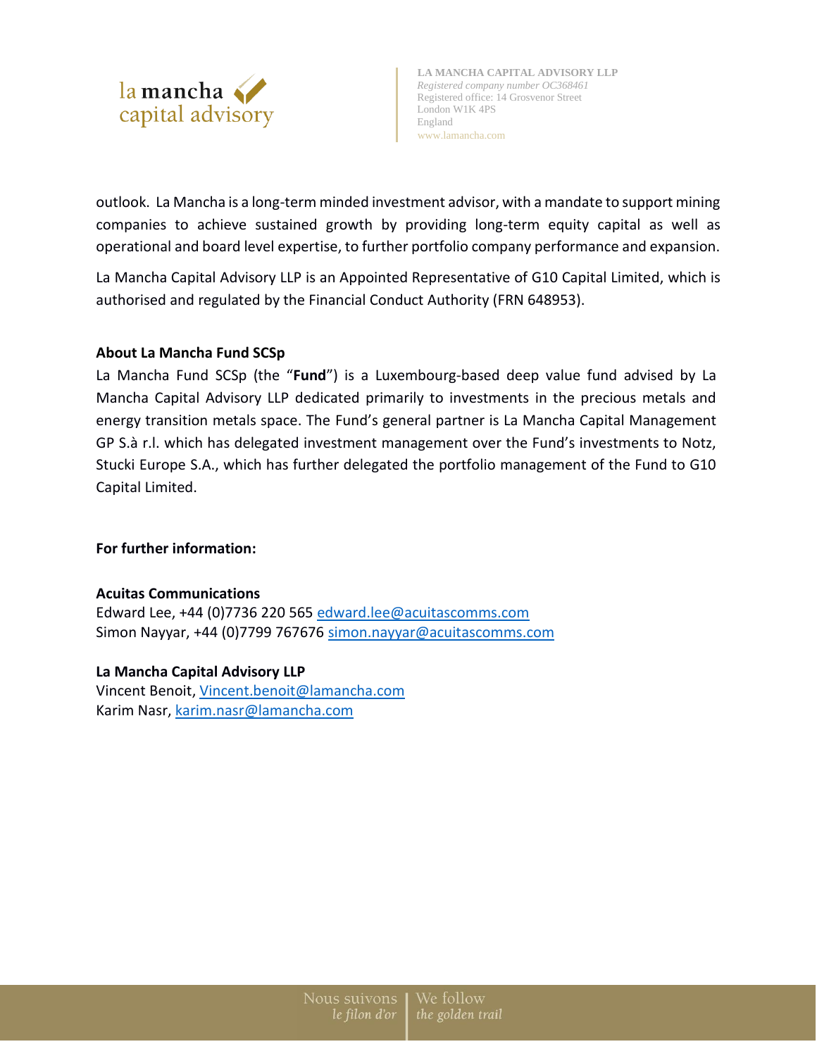outlook. La Mancha is a long-term minded investment advisor, with a mandate to support mining companies to achieve sustained growth by providing long-term equity capital as well as operational and board level expertise, to further portfolio company performance and expansion.

La Mancha Capital Advisory LLP is an Appointed Representative of G10 Capital Limited, which is authorised and regulated by the Financial Conduct Authority (FRN 648953).

**About La Mancha Fund SCSp**

La Mancha Fund SCSp (the "**Fund**") is a Luxembourg-based deep value fund advised by La Mancha Capital Advisory LLP dedicated primarily to investments in the precious metals and energy transition metals space. The Fund's general partner is La Mancha Capital Management GP S.à r.l. which has delegated investment management over the Fund's investments to Notz, Stucki Europe S.A., which has further delegated the portfolio management of the Fund to G10 Capital Limited.

**For further information:**

**Acuitas Communications**
Edward Lee, +44 (0)7736 220 565 edward.lee@acuitascomms.com
Simon Nayyar, +44 (0)7799 767676 simon.nayyar@acuitascomms.com

**La Mancha Capital Advisory LLP**
Vincent Benoit, Vincent.benoit@lamancha.com
Karim Nasr, karim.nasr@lamancha.com